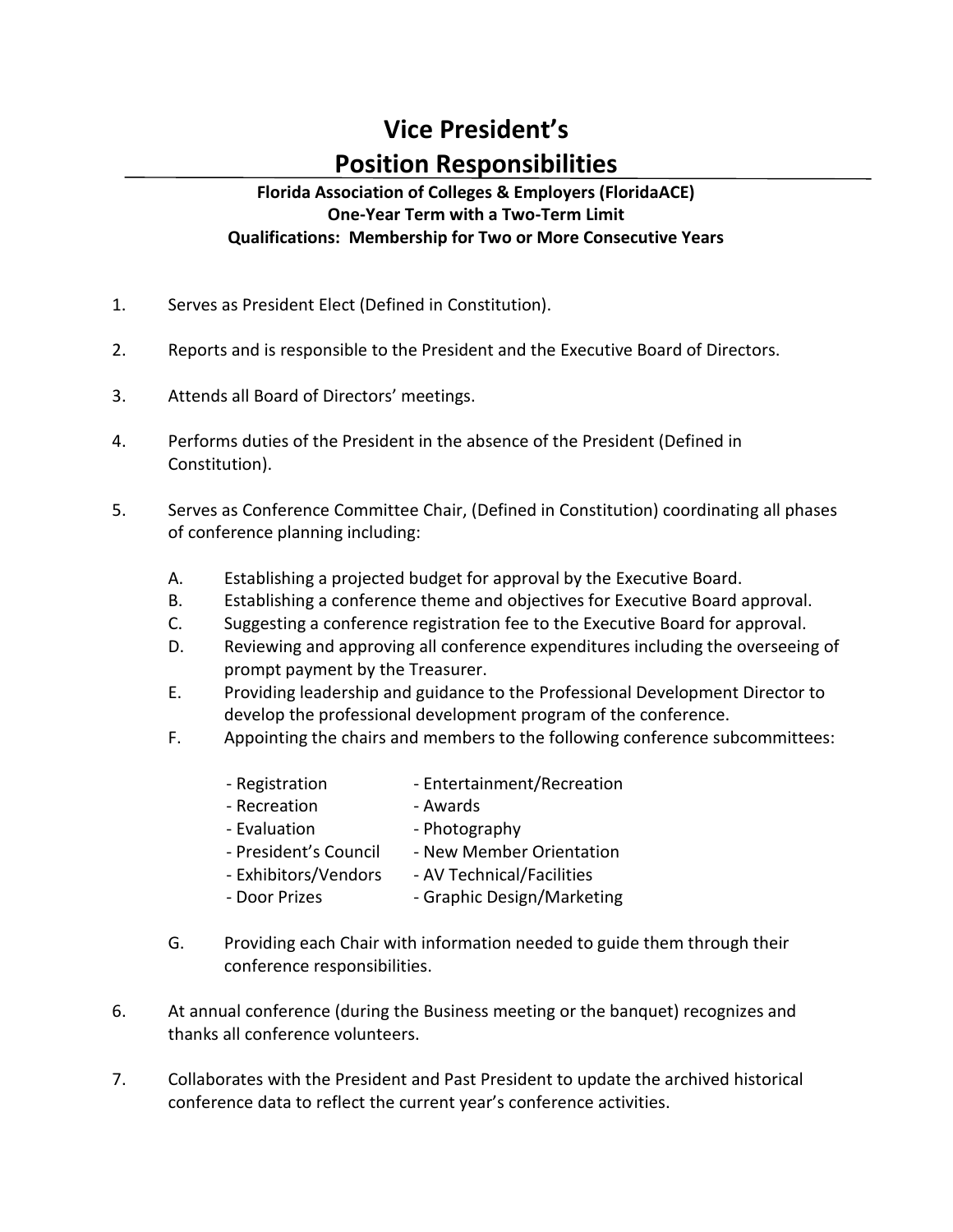# Vice President's Position Responsibilities

**Florida Association of Colleges & Employers (FloridaACE)**
**One-Year Term with a Two-Term Limit**
**Qualifications: Membership for Two or More Consecutive Years**

1. Serves as President Elect (Defined in Constitution).

2. Reports and is responsible to the President and the Executive Board of Directors.

3. Attends all Board of Directors' meetings.

4. Performs duties of the President in the absence of the President (Defined in Constitution).

5. Serves as Conference Committee Chair, (Defined in Constitution) coordinating all phases of conference planning including:

   A. Establishing a projected budget for approval by the Executive Board.
   B. Establishing a conference theme and objectives for Executive Board approval.
   C. Suggesting a conference registration fee to the Executive Board for approval.
   D. Reviewing and approving all conference expenditures including the overseeing of prompt payment by the Treasurer.
   E. Providing leadership and guidance to the Professional Development Director to develop the professional development program of the conference.
   F. Appointing the chairs and members to the following conference subcommittees:

      - Registration
      - Recreation
      - Evaluation
      - President's Council
      - Exhibitors/Vendors
      - Door Prizes
      - Entertainment/Recreation
      - Awards
      - Photography
      - New Member Orientation
      - AV Technical/Facilities
      - Graphic Design/Marketing

   G. Providing each Chair with information needed to guide them through their conference responsibilities.

6. At annual conference (during the Business meeting or the banquet) recognizes and thanks all conference volunteers.

7. Collaborates with the President and Past President to update the archived historical conference data to reflect the current year's conference activities.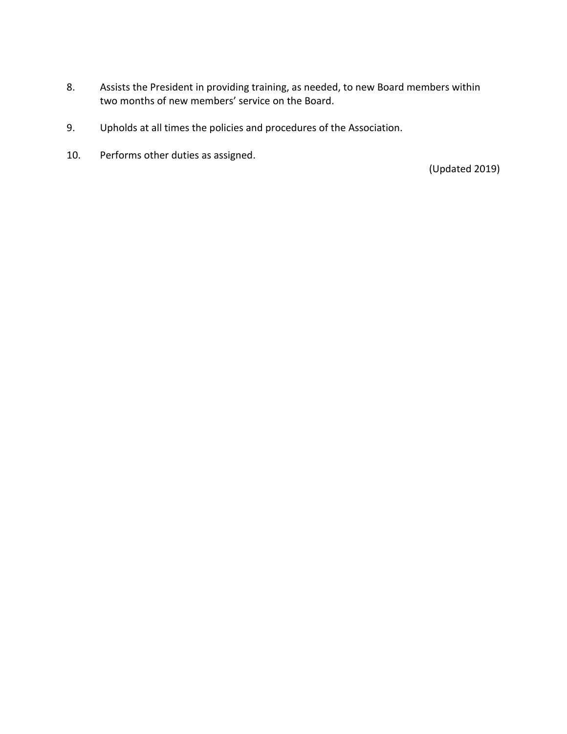8. Assists the President in providing training, as needed, to new Board members within two months of new members' service on the Board.

9. Upholds at all times the policies and procedures of the Association.

10. Performs other duties as assigned.

(Updated 2019)